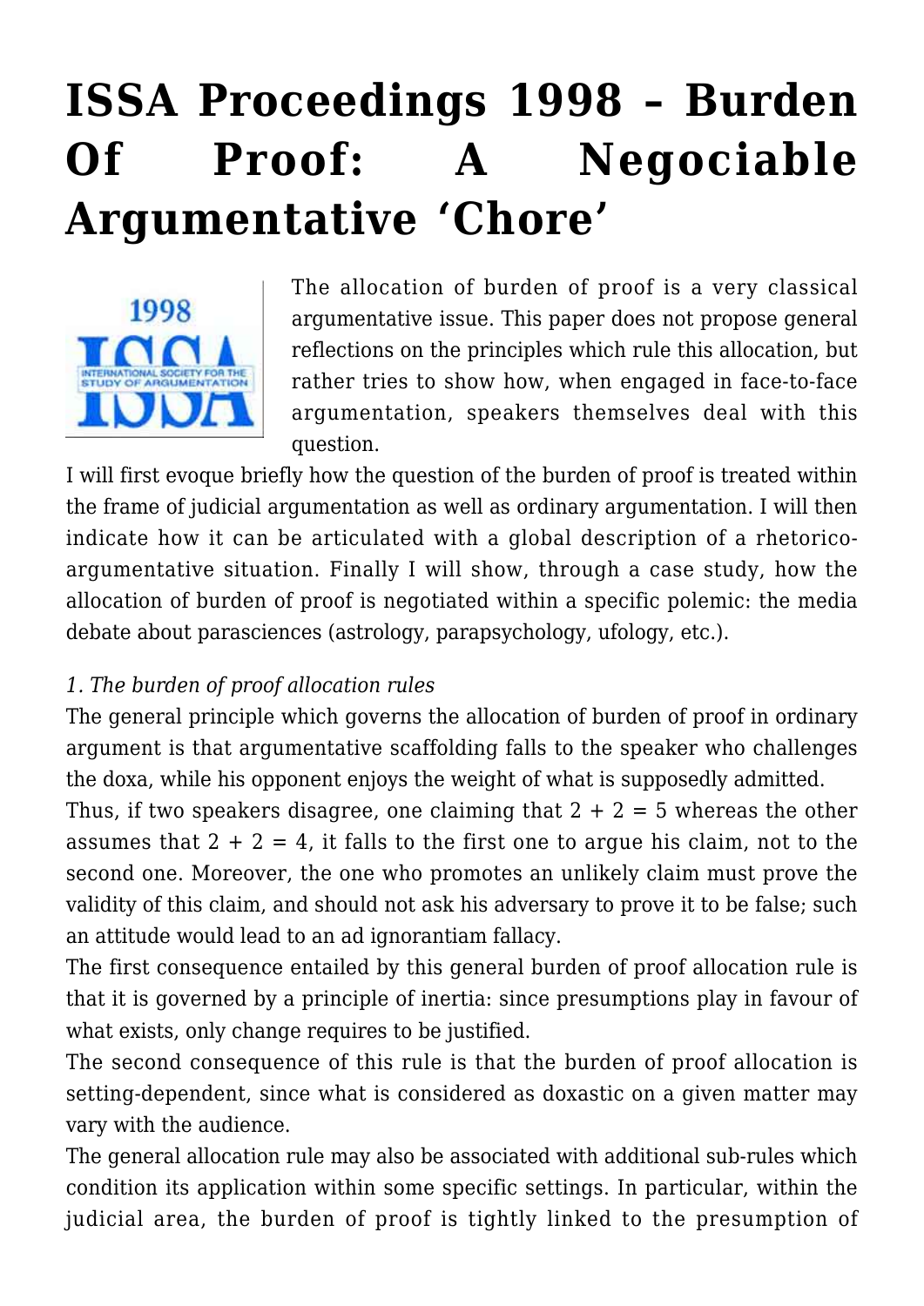# ISSA Proceedings 1998 – Burden Of Proof: A Negociable Argumentative 'Chore'

The allocation of burden of proof is a very classical argumentative issue. This paper does not propose general reflections on the principles which rule this allocation, but rather tries to show how, when engaged in face-to-face argumentation, speakers themselves deal with this question.

I will first evoque briefly how the question of the burden of proof is treated within the frame of judicial argumentation as well as ordinary argumentation. I will then indicate how it can be articulated with a global description of a rhetorico-argumentative situation. Finally I will show, through a case study, how the allocation of burden of proof is negotiated within a specific polemic: the media debate about parasciences (astrology, parapsychology, ufology, etc.).

*1. The burden of proof allocation rules*

The general principle which governs the allocation of burden of proof in ordinary argument is that argumentative scaffolding falls to the speaker who challenges the doxa, while his opponent enjoys the weight of what is supposedly admitted.

Thus, if two speakers disagree, one claiming that 2 + 2 = 5 whereas the other assumes that 2 + 2 = 4, it falls to the first one to argue his claim, not to the second one. Moreover, the one who promotes an unlikely claim must prove the validity of this claim, and should not ask his adversary to prove it to be false; such an attitude would lead to an ad ignorantiam fallacy.

The first consequence entailed by this general burden of proof allocation rule is that it is governed by a principle of inertia: since presumptions play in favour of what exists, only change requires to be justified.

The second consequence of this rule is that the burden of proof allocation is setting-dependent, since what is considered as doxastic on a given matter may vary with the audience.

The general allocation rule may also be associated with additional sub-rules which condition its application within some specific settings. In particular, within the judicial area, the burden of proof is tightly linked to the presumption of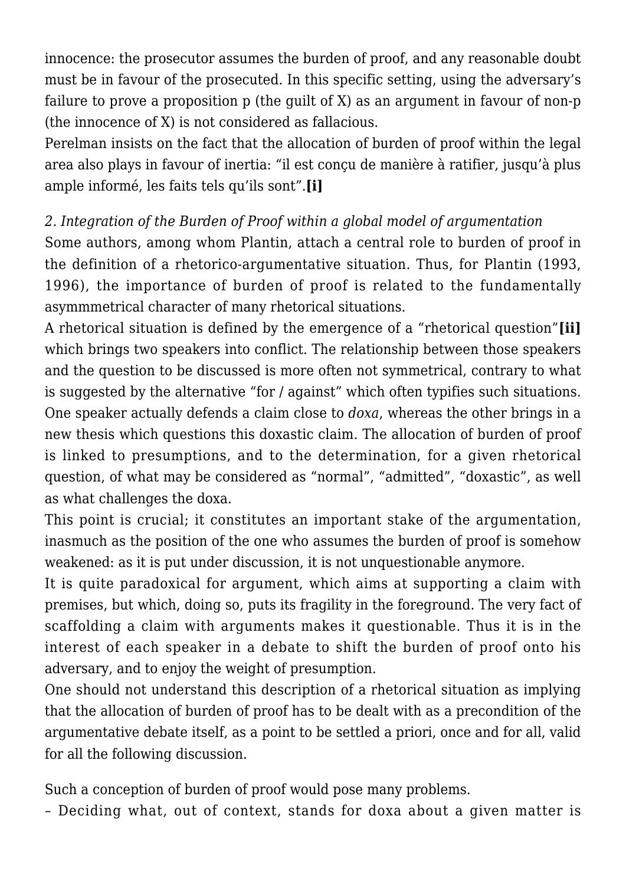innocence: the prosecutor assumes the burden of proof, and any reasonable doubt must be in favour of the prosecuted. In this specific setting, using the adversary's failure to prove a proposition p (the guilt of X) as an argument in favour of non-p (the innocence of X) is not considered as fallacious.

Perelman insists on the fact that the allocation of burden of proof within the legal area also plays in favour of inertia: "il est conçu de manière à ratifier, jusqu'à plus ample informé, les faits tels qu'ils sont".**[i]**

*2. Integration of the Burden of Proof within a global model of argumentation*

Some authors, among whom Plantin, attach a central role to burden of proof in the definition of a rhetorico-argumentative situation. Thus, for Plantin (1993, 1996), the importance of burden of proof is related to the fundamentally asymmmetrical character of many rhetorical situations.

A rhetorical situation is defined by the emergence of a "rhetorical question"**[ii]** which brings two speakers into conflict. The relationship between those speakers and the question to be discussed is more often not symmetrical, contrary to what is suggested by the alternative "for / against" which often typifies such situations. One speaker actually defends a claim close to *doxa*, whereas the other brings in a new thesis which questions this doxastic claim. The allocation of burden of proof is linked to presumptions, and to the determination, for a given rhetorical question, of what may be considered as "normal", "admitted", "doxastic", as well as what challenges the doxa.

This point is crucial; it constitutes an important stake of the argumentation, inasmuch as the position of the one who assumes the burden of proof is somehow weakened: as it is put under discussion, it is not unquestionable anymore.

It is quite paradoxical for argument, which aims at supporting a claim with premises, but which, doing so, puts its fragility in the foreground. The very fact of scaffolding a claim with arguments makes it questionable. Thus it is in the interest of each speaker in a debate to shift the burden of proof onto his adversary, and to enjoy the weight of presumption.

One should not understand this description of a rhetorical situation as implying that the allocation of burden of proof has to be dealt with as a precondition of the argumentative debate itself, as a point to be settled a priori, once and for all, valid for all the following discussion.

Such a conception of burden of proof would pose many problems.

– Deciding what, out of context, stands for doxa about a given matter is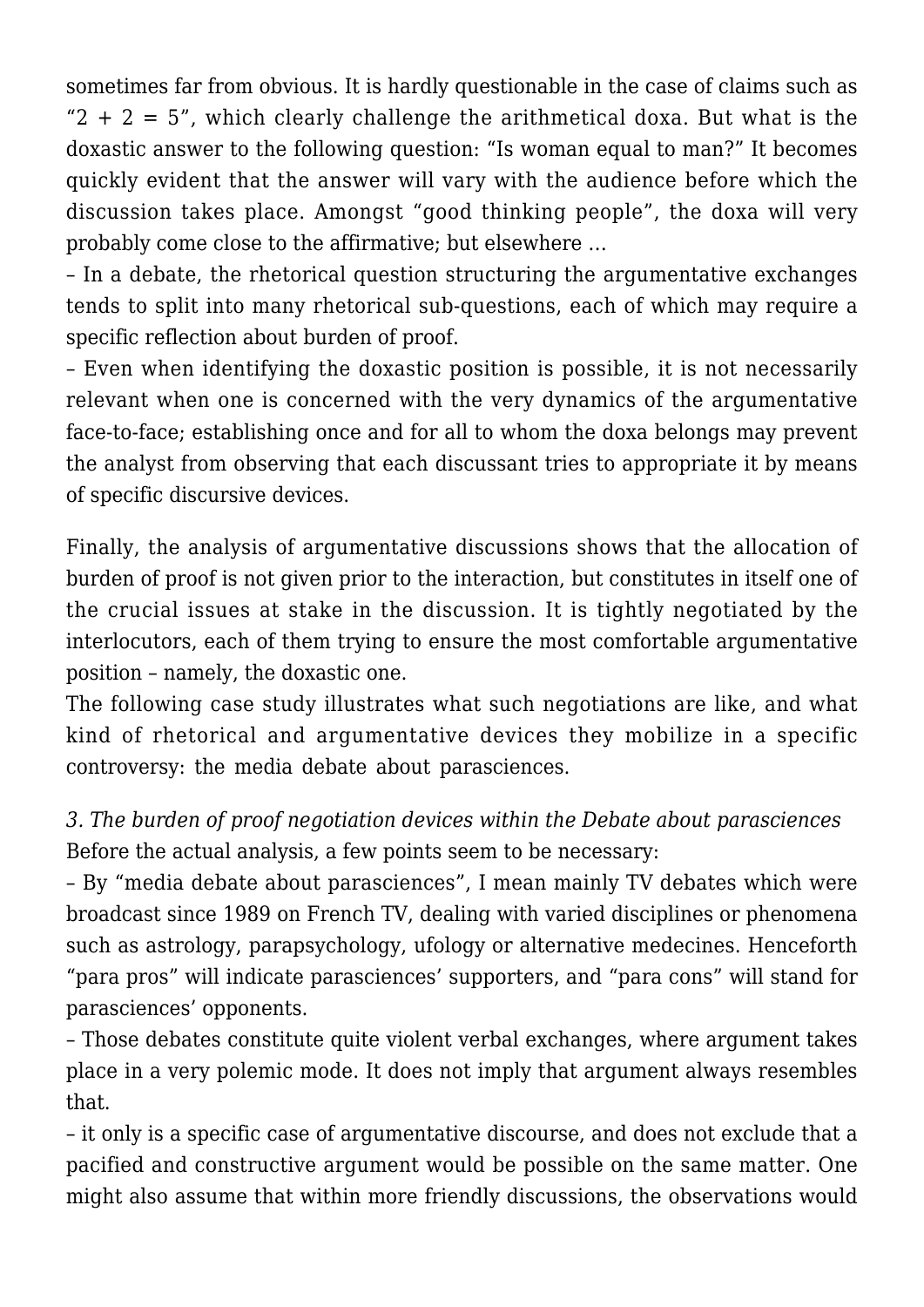sometimes far from obvious. It is hardly questionable in the case of claims such as "2 + 2 = 5", which clearly challenge the arithmetical doxa. But what is the doxastic answer to the following question: "Is woman equal to man?" It becomes quickly evident that the answer will vary with the audience before which the discussion takes place. Amongst "good thinking people", the doxa will very probably come close to the affirmative; but elsewhere …

– In a debate, the rhetorical question structuring the argumentative exchanges tends to split into many rhetorical sub-questions, each of which may require a specific reflection about burden of proof.

– Even when identifying the doxastic position is possible, it is not necessarily relevant when one is concerned with the very dynamics of the argumentative face-to-face; establishing once and for all to whom the doxa belongs may prevent the analyst from observing that each discussant tries to appropriate it by means of specific discursive devices.

Finally, the analysis of argumentative discussions shows that the allocation of burden of proof is not given prior to the interaction, but constitutes in itself one of the crucial issues at stake in the discussion. It is tightly negotiated by the interlocutors, each of them trying to ensure the most comfortable argumentative position – namely, the doxastic one.

The following case study illustrates what such negotiations are like, and what kind of rhetorical and argumentative devices they mobilize in a specific controversy: the media debate about parasciences.

*3. The burden of proof negotiation devices within the Debate about parasciences*

Before the actual analysis, a few points seem to be necessary:

– By "media debate about parasciences", I mean mainly TV debates which were broadcast since 1989 on French TV, dealing with varied disciplines or phenomena such as astrology, parapsychology, ufology or alternative medecines. Henceforth "para pros" will indicate parasciences' supporters, and "para cons" will stand for parasciences' opponents.

– Those debates constitute quite violent verbal exchanges, where argument takes place in a very polemic mode. It does not imply that argument always resembles that.

– it only is a specific case of argumentative discourse, and does not exclude that a pacified and constructive argument would be possible on the same matter. One might also assume that within more friendly discussions, the observations would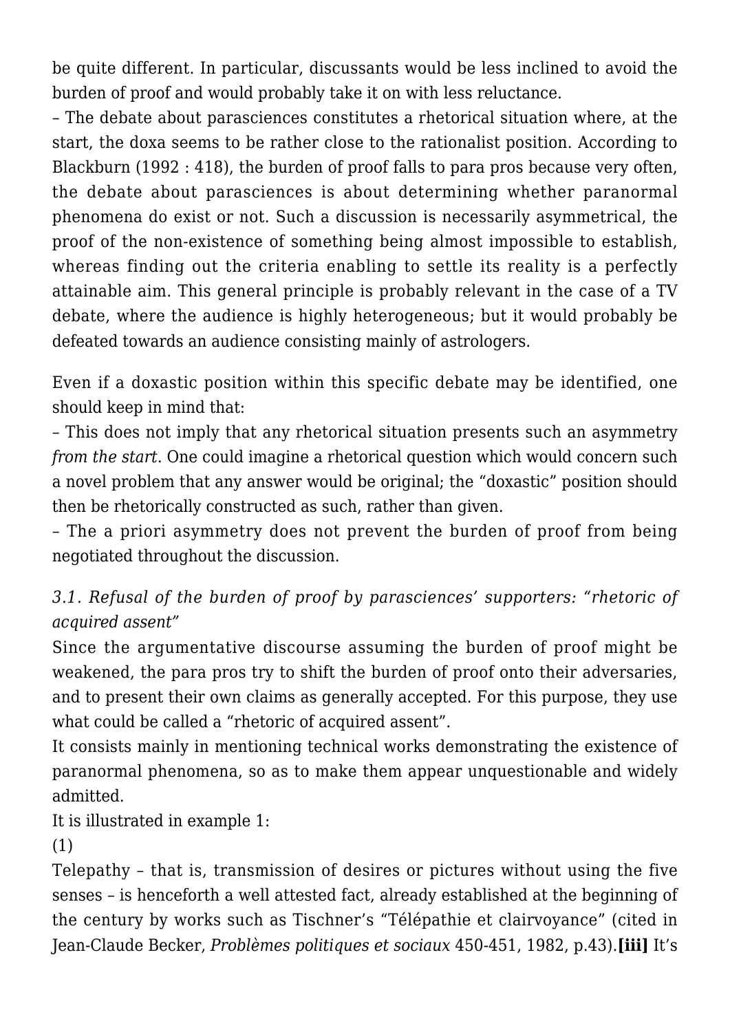be quite different. In particular, discussants would be less inclined to avoid the burden of proof and would probably take it on with less reluctance.

– The debate about parasciences constitutes a rhetorical situation where, at the start, the doxa seems to be rather close to the rationalist position. According to Blackburn (1992 : 418), the burden of proof falls to para pros because very often, the debate about parasciences is about determining whether paranormal phenomena do exist or not. Such a discussion is necessarily asymmetrical, the proof of the non-existence of something being almost impossible to establish, whereas finding out the criteria enabling to settle its reality is a perfectly attainable aim. This general principle is probably relevant in the case of a TV debate, where the audience is highly heterogeneous; but it would probably be defeated towards an audience consisting mainly of astrologers.

Even if a doxastic position within this specific debate may be identified, one should keep in mind that:

– This does not imply that any rhetorical situation presents such an asymmetry *from the start*. One could imagine a rhetorical question which would concern such a novel problem that any answer would be original; the "doxastic" position should then be rhetorically constructed as such, rather than given.

– The a priori asymmetry does not prevent the burden of proof from being negotiated throughout the discussion.

*3.1. Refusal of the burden of proof by parasciences' supporters: "rhetoric of acquired assent"*

Since the argumentative discourse assuming the burden of proof might be weakened, the para pros try to shift the burden of proof onto their adversaries, and to present their own claims as generally accepted. For this purpose, they use what could be called a "rhetoric of acquired assent".

It consists mainly in mentioning technical works demonstrating the existence of paranormal phenomena, so as to make them appear unquestionable and widely admitted.

It is illustrated in example 1:

(1)

Telepathy – that is, transmission of desires or pictures without using the five senses – is henceforth a well attested fact, already established at the beginning of the century by works such as Tischner's "Télépathie et clairvoyance" (cited in Jean-Claude Becker, *Problèmes politiques et sociaux* 450-451, 1982, p.43).**[iii]** It's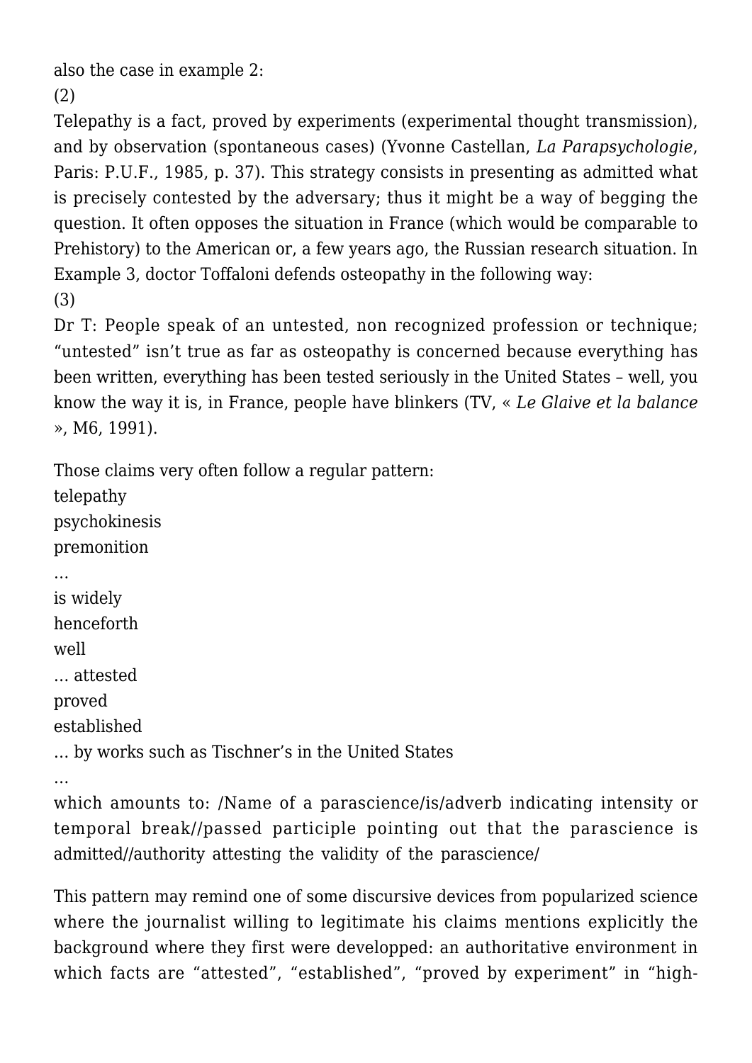also the case in example 2:

(2)

Telepathy is a fact, proved by experiments (experimental thought transmission), and by observation (spontaneous cases) (Yvonne Castellan, *La Parapsychologie*, Paris: P.U.F., 1985, p. 37). This strategy consists in presenting as admitted what is precisely contested by the adversary; thus it might be a way of begging the question. It often opposes the situation in France (which would be comparable to Prehistory) to the American or, a few years ago, the Russian research situation. In Example 3, doctor Toffaloni defends osteopathy in the following way:

(3)

Dr T: People speak of an untested, non recognized profession or technique; "untested" isn't true as far as osteopathy is concerned because everything has been written, everything has been tested seriously in the United States – well, you know the way it is, in France, people have blinkers (TV, « *Le Glaive et la balance* », M6, 1991).

Those claims very often follow a regular pattern:

telepathy
psychokinesis
premonition
…
is widely
henceforth
well
… attested
proved
established
… by works such as Tischner's in the United States
…

which amounts to: /Name of a parascience/is/adverb indicating intensity or temporal break//passed participle pointing out that the parascience is admitted//authority attesting the validity of the parascience/

This pattern may remind one of some discursive devices from popularized science where the journalist willing to legitimate his claims mentions explicitly the background where they first were developped: an authoritative environment in which facts are "attested", "established", "proved by experiment" in "high-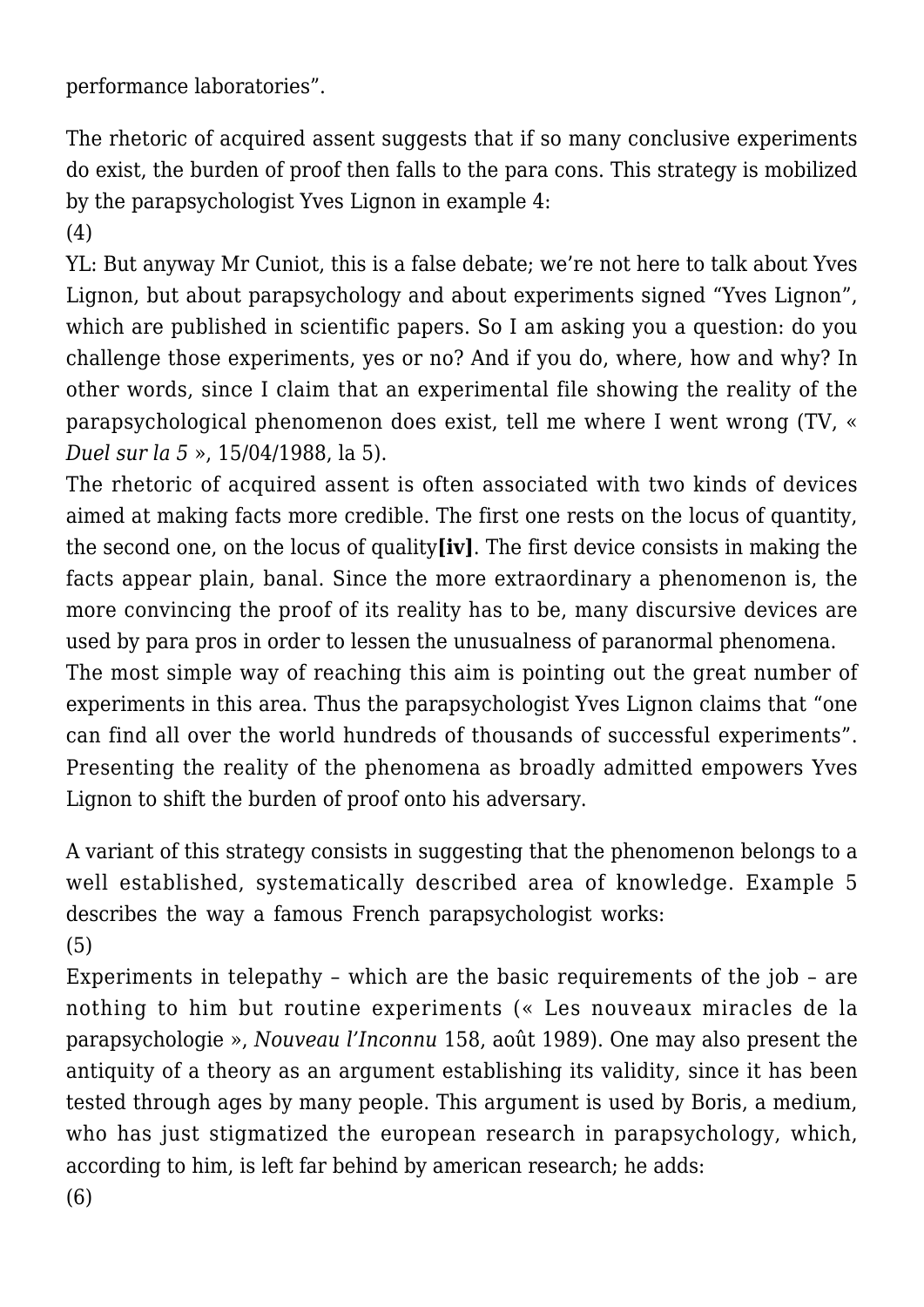performance laboratories".

The rhetoric of acquired assent suggests that if so many conclusive experiments do exist, the burden of proof then falls to the para cons. This strategy is mobilized by the parapsychologist Yves Lignon in example 4:

(4)

YL: But anyway Mr Cuniot, this is a false debate; we're not here to talk about Yves Lignon, but about parapsychology and about experiments signed "Yves Lignon", which are published in scientific papers. So I am asking you a question: do you challenge those experiments, yes or no? And if you do, where, how and why? In other words, since I claim that an experimental file showing the reality of the parapsychological phenomenon does exist, tell me where I went wrong (TV, « *Duel sur la 5* », 15/04/1988, la 5).

The rhetoric of acquired assent is often associated with two kinds of devices aimed at making facts more credible. The first one rests on the locus of quantity, the second one, on the locus of quality**[iv]**. The first device consists in making the facts appear plain, banal. Since the more extraordinary a phenomenon is, the more convincing the proof of its reality has to be, many discursive devices are used by para pros in order to lessen the unusualness of paranormal phenomena.

The most simple way of reaching this aim is pointing out the great number of experiments in this area. Thus the parapsychologist Yves Lignon claims that "one can find all over the world hundreds of thousands of successful experiments". Presenting the reality of the phenomena as broadly admitted empowers Yves Lignon to shift the burden of proof onto his adversary.

A variant of this strategy consists in suggesting that the phenomenon belongs to a well established, systematically described area of knowledge. Example 5 describes the way a famous French parapsychologist works:

(5)

Experiments in telepathy – which are the basic requirements of the job – are nothing to him but routine experiments (« Les nouveaux miracles de la parapsychologie », *Nouveau l'Inconnu* 158, août 1989). One may also present the antiquity of a theory as an argument establishing its validity, since it has been tested through ages by many people. This argument is used by Boris, a medium, who has just stigmatized the european research in parapsychology, which, according to him, is left far behind by american research; he adds:

(6)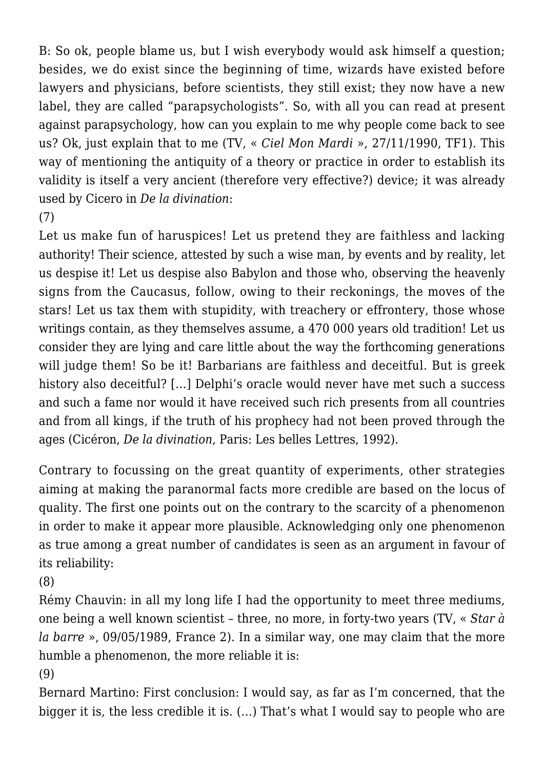B: So ok, people blame us, but I wish everybody would ask himself a question; besides, we do exist since the beginning of time, wizards have existed before lawyers and physicians, before scientists, they still exist; they now have a new label, they are called "parapsychologists". So, with all you can read at present against parapsychology, how can you explain to me why people come back to see us? Ok, just explain that to me (TV, « *Ciel Mon Mardi* », 27/11/1990, TF1). This way of mentioning the antiquity of a theory or practice in order to establish its validity is itself a very ancient (therefore very effective?) device; it was already used by Cicero in *De la divination*:

(7)

Let us make fun of haruspices! Let us pretend they are faithless and lacking authority! Their science, attested by such a wise man, by events and by reality, let us despise it! Let us despise also Babylon and those who, observing the heavenly signs from the Caucasus, follow, owing to their reckonings, the moves of the stars! Let us tax them with stupidity, with treachery or effrontery, those whose writings contain, as they themselves assume, a 470 000 years old tradition! Let us consider they are lying and care little about the way the forthcoming generations will judge them! So be it! Barbarians are faithless and deceitful. But is greek history also deceitful? […] Delphi's oracle would never have met such a success and such a fame nor would it have received such rich presents from all countries and from all kings, if the truth of his prophecy had not been proved through the ages (Cicéron, *De la divination*, Paris: Les belles Lettres, 1992).

Contrary to focussing on the great quantity of experiments, other strategies aiming at making the paranormal facts more credible are based on the locus of quality. The first one points out on the contrary to the scarcity of a phenomenon in order to make it appear more plausible. Acknowledging only one phenomenon as true among a great number of candidates is seen as an argument in favour of its reliability:

(8)

Rémy Chauvin: in all my long life I had the opportunity to meet three mediums, one being a well known scientist – three, no more, in forty-two years (TV, « *Star à la barre* », 09/05/1989, France 2). In a similar way, one may claim that the more humble a phenomenon, the more reliable it is:

(9)

Bernard Martino: First conclusion: I would say, as far as I'm concerned, that the bigger it is, the less credible it is. (…) That's what I would say to people who are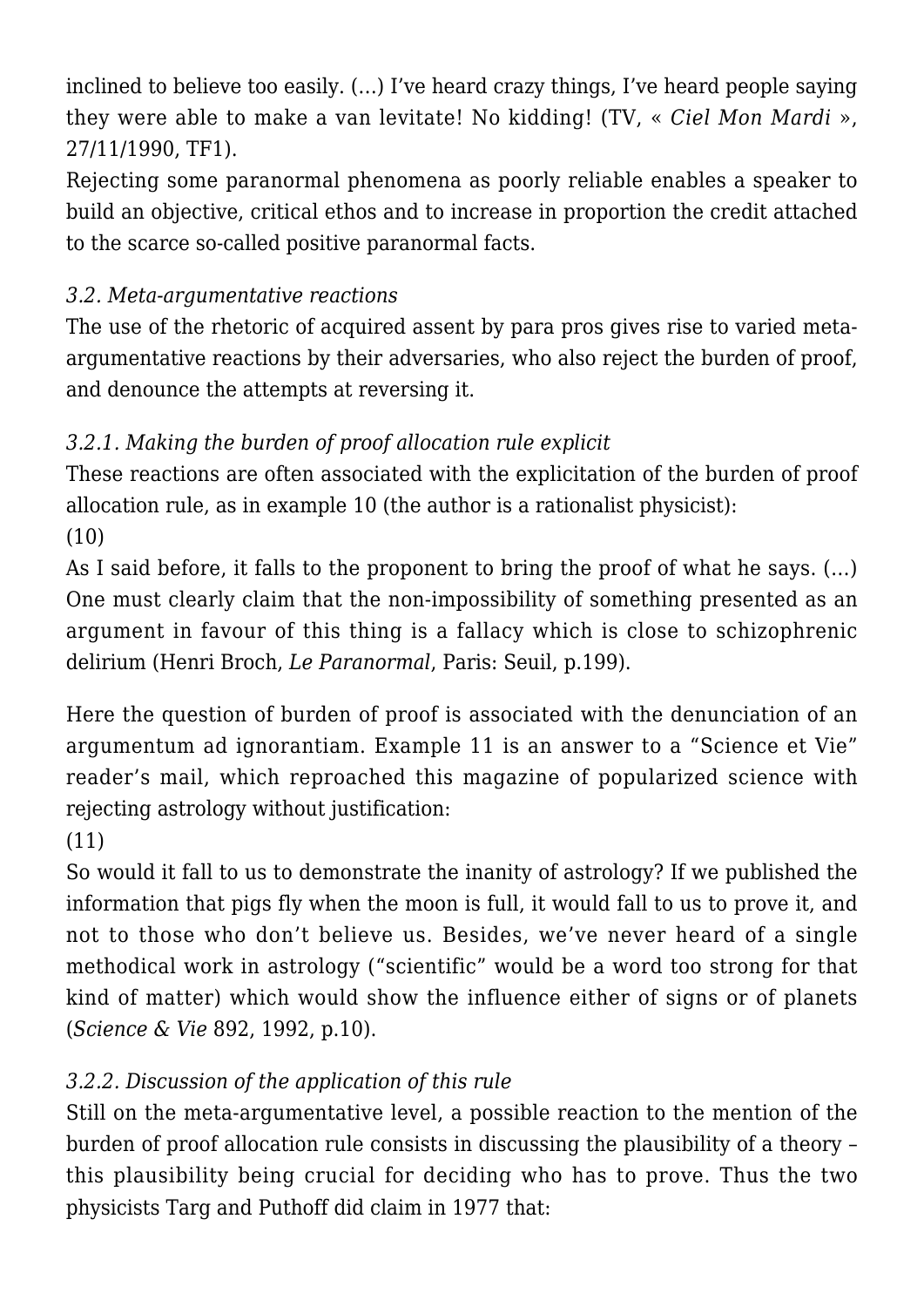inclined to believe too easily. (…) I've heard crazy things, I've heard people saying they were able to make a van levitate! No kidding! (TV, « *Ciel Mon Mardi* », 27/11/1990, TF1).

Rejecting some paranormal phenomena as poorly reliable enables a speaker to build an objective, critical ethos and to increase in proportion the credit attached to the scarce so-called positive paranormal facts.

### *3.2. Meta-argumentative reactions*

The use of the rhetoric of acquired assent by para pros gives rise to varied meta-argumentative reactions by their adversaries, who also reject the burden of proof, and denounce the attempts at reversing it.

#### *3.2.1. Making the burden of proof allocation rule explicit*

These reactions are often associated with the explicitation of the burden of proof allocation rule, as in example 10 (the author is a rationalist physicist):

(10)

As I said before, it falls to the proponent to bring the proof of what he says. (…) One must clearly claim that the non-impossibility of something presented as an argument in favour of this thing is a fallacy which is close to schizophrenic delirium (Henri Broch, *Le Paranormal*, Paris: Seuil, p.199).

Here the question of burden of proof is associated with the denunciation of an argumentum ad ignorantiam. Example 11 is an answer to a "Science et Vie" reader's mail, which reproached this magazine of popularized science with rejecting astrology without justification:

(11)

So would it fall to us to demonstrate the inanity of astrology? If we published the information that pigs fly when the moon is full, it would fall to us to prove it, and not to those who don't believe us. Besides, we've never heard of a single methodical work in astrology ("scientific" would be a word too strong for that kind of matter) which would show the influence either of signs or of planets (*Science & Vie* 892, 1992, p.10).

#### *3.2.2. Discussion of the application of this rule*

Still on the meta-argumentative level, a possible reaction to the mention of the burden of proof allocation rule consists in discussing the plausibility of a theory – this plausibility being crucial for deciding who has to prove. Thus the two physicists Targ and Puthoff did claim in 1977 that: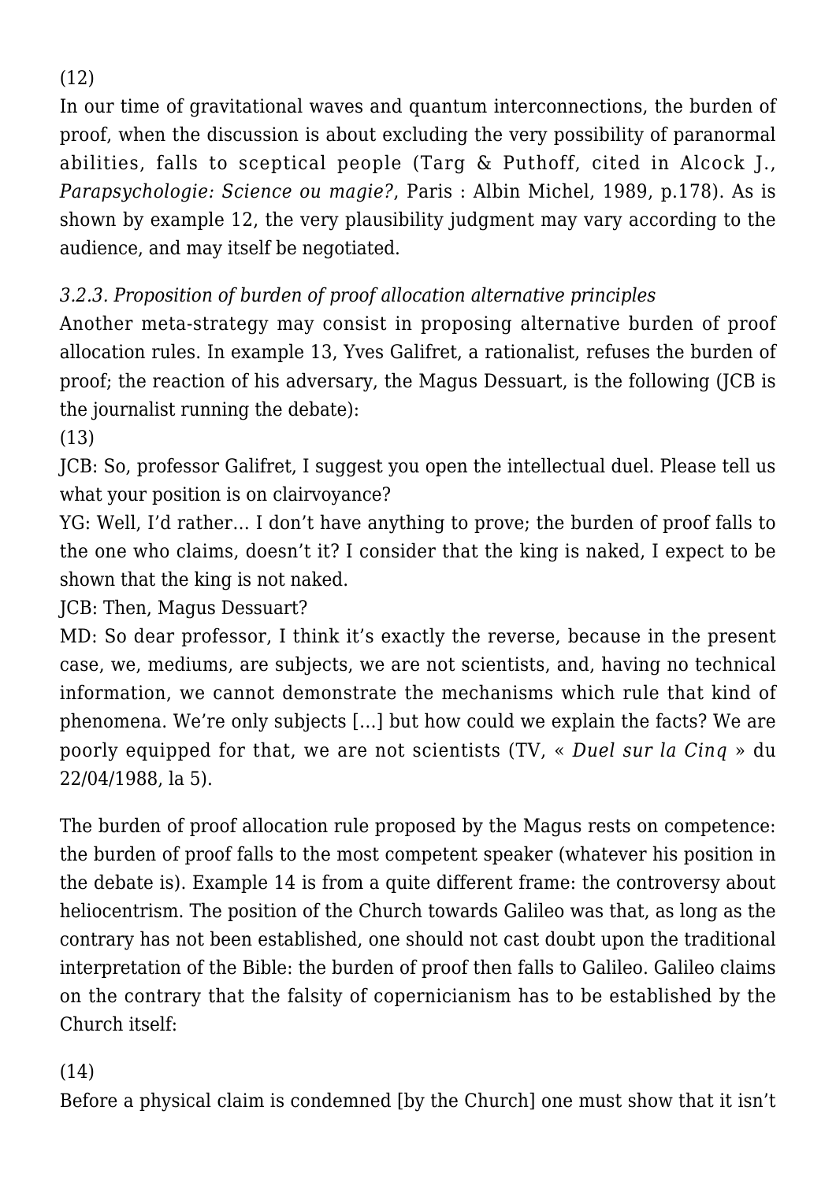(12)

In our time of gravitational waves and quantum interconnections, the burden of proof, when the discussion is about excluding the very possibility of paranormal abilities, falls to sceptical people (Targ & Puthoff, cited in Alcock J., *Parapsychologie: Science ou magie?*, Paris : Albin Michel, 1989, p.178). As is shown by example 12, the very plausibility judgment may vary according to the audience, and may itself be negotiated.

*3.2.3. Proposition of burden of proof allocation alternative principles*

Another meta-strategy may consist in proposing alternative burden of proof allocation rules. In example 13, Yves Galifret, a rationalist, refuses the burden of proof; the reaction of his adversary, the Magus Dessuart, is the following (JCB is the journalist running the debate):

(13)

JCB: So, professor Galifret, I suggest you open the intellectual duel. Please tell us what your position is on clairvoyance?

YG: Well, I'd rather… I don't have anything to prove; the burden of proof falls to the one who claims, doesn't it? I consider that the king is naked, I expect to be shown that the king is not naked.

JCB: Then, Magus Dessuart?

MD: So dear professor, I think it's exactly the reverse, because in the present case, we, mediums, are subjects, we are not scientists, and, having no technical information, we cannot demonstrate the mechanisms which rule that kind of phenomena. We're only subjects […] but how could we explain the facts? We are poorly equipped for that, we are not scientists (TV, « *Duel sur la Cinq* » du 22/04/1988, la 5).

The burden of proof allocation rule proposed by the Magus rests on competence: the burden of proof falls to the most competent speaker (whatever his position in the debate is). Example 14 is from a quite different frame: the controversy about heliocentrism. The position of the Church towards Galileo was that, as long as the contrary has not been established, one should not cast doubt upon the traditional interpretation of the Bible: the burden of proof then falls to Galileo. Galileo claims on the contrary that the falsity of copernicianism has to be established by the Church itself:

(14)

Before a physical claim is condemned [by the Church] one must show that it isn't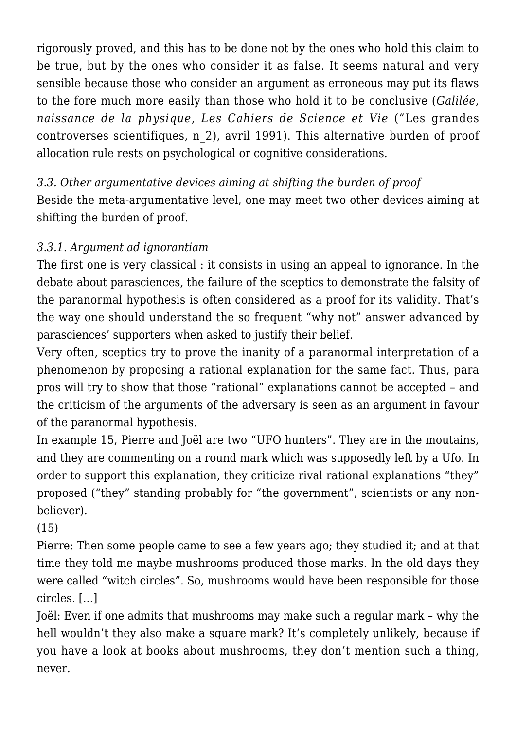rigorously proved, and this has to be done not by the ones who hold this claim to be true, but by the ones who consider it as false. It seems natural and very sensible because those who consider an argument as erroneous may put its flaws to the fore much more easily than those who hold it to be conclusive (*Galilée, naissance de la physique, Les Cahiers de Science et Vie* ("Les grandes controverses scientifiques, n_2), avril 1991). This alternative burden of proof allocation rule rests on psychological or cognitive considerations.

### *3.3. Other argumentative devices aiming at shifting the burden of proof*

Beside the meta-argumentative level, one may meet two other devices aiming at shifting the burden of proof.

#### *3.3.1. Argument ad ignorantiam*

The first one is very classical : it consists in using an appeal to ignorance. In the debate about parasciences, the failure of the sceptics to demonstrate the falsity of the paranormal hypothesis is often considered as a proof for its validity. That's the way one should understand the so frequent "why not" answer advanced by parasciences' supporters when asked to justify their belief.

Very often, sceptics try to prove the inanity of a paranormal interpretation of a phenomenon by proposing a rational explanation for the same fact. Thus, para pros will try to show that those "rational" explanations cannot be accepted – and the criticism of the arguments of the adversary is seen as an argument in favour of the paranormal hypothesis.

In example 15, Pierre and Joël are two "UFO hunters". They are in the moutains, and they are commenting on a round mark which was supposedly left by a Ufo. In order to support this explanation, they criticize rival rational explanations "they" proposed ("they" standing probably for "the government", scientists or any non-believer).

(15)

Pierre: Then some people came to see a few years ago; they studied it; and at that time they told me maybe mushrooms produced those marks. In the old days they were called "witch circles". So, mushrooms would have been responsible for those circles. […]

Joël: Even if one admits that mushrooms may make such a regular mark – why the hell wouldn't they also make a square mark? It's completely unlikely, because if you have a look at books about mushrooms, they don't mention such a thing, never.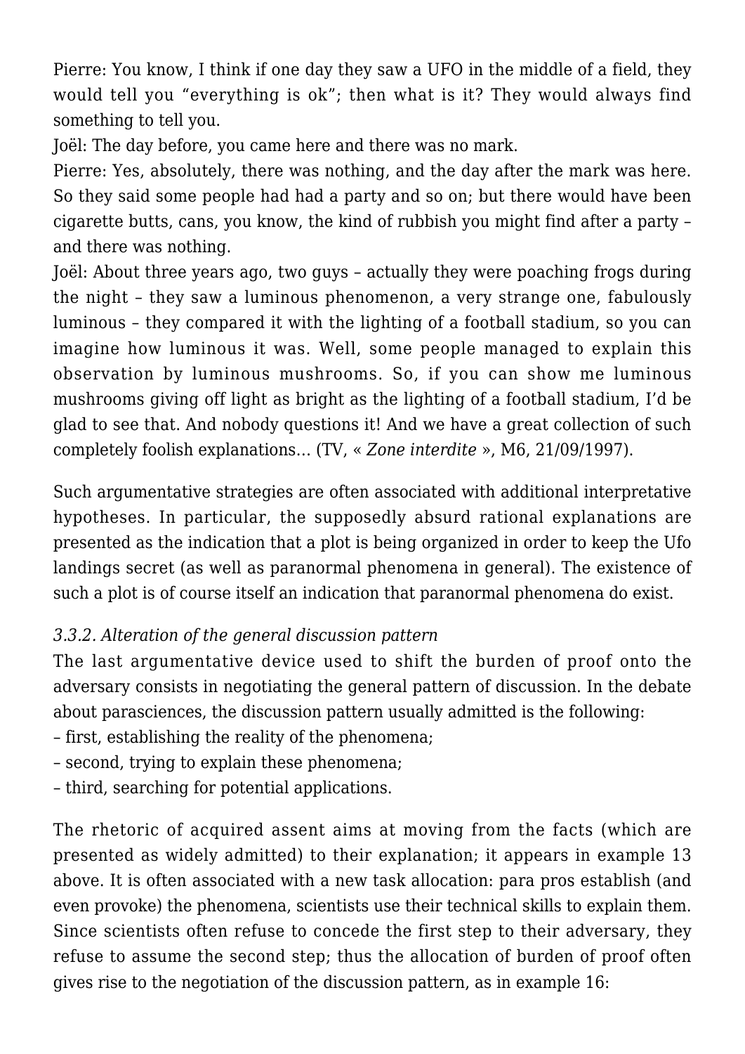Pierre: You know, I think if one day they saw a UFO in the middle of a field, they would tell you "everything is ok"; then what is it? They would always find something to tell you.

Joël: The day before, you came here and there was no mark.

Pierre: Yes, absolutely, there was nothing, and the day after the mark was here. So they said some people had had a party and so on; but there would have been cigarette butts, cans, you know, the kind of rubbish you might find after a party – and there was nothing.

Joël: About three years ago, two guys – actually they were poaching frogs during the night – they saw a luminous phenomenon, a very strange one, fabulously luminous – they compared it with the lighting of a football stadium, so you can imagine how luminous it was. Well, some people managed to explain this observation by luminous mushrooms. So, if you can show me luminous mushrooms giving off light as bright as the lighting of a football stadium, I'd be glad to see that. And nobody questions it! And we have a great collection of such completely foolish explanations… (TV, « *Zone interdite* », M6, 21/09/1997).

Such argumentative strategies are often associated with additional interpretative hypotheses. In particular, the supposedly absurd rational explanations are presented as the indication that a plot is being organized in order to keep the Ufo landings secret (as well as paranormal phenomena in general). The existence of such a plot is of course itself an indication that paranormal phenomena do exist.

### *3.3.2. Alteration of the general discussion pattern*

The last argumentative device used to shift the burden of proof onto the adversary consists in negotiating the general pattern of discussion. In the debate about parasciences, the discussion pattern usually admitted is the following:

– first, establishing the reality of the phenomena;
– second, trying to explain these phenomena;
– third, searching for potential applications.

The rhetoric of acquired assent aims at moving from the facts (which are presented as widely admitted) to their explanation; it appears in example 13 above. It is often associated with a new task allocation: para pros establish (and even provoke) the phenomena, scientists use their technical skills to explain them. Since scientists often refuse to concede the first step to their adversary, they refuse to assume the second step; thus the allocation of burden of proof often gives rise to the negotiation of the discussion pattern, as in example 16: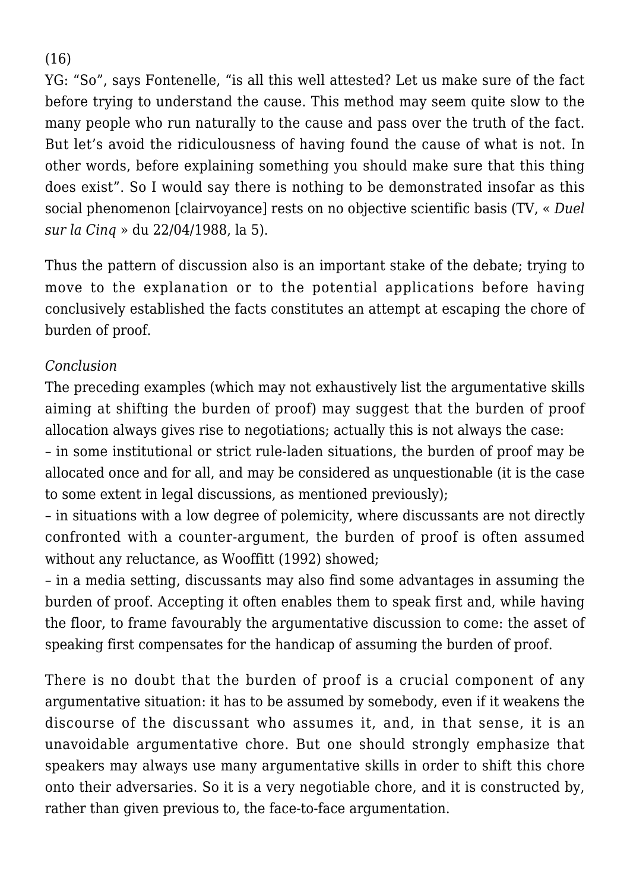(16)

YG: “So”, says Fontenelle, “is all this well attested? Let us make sure of the fact before trying to understand the cause. This method may seem quite slow to the many people who run naturally to the cause and pass over the truth of the fact. But let’s avoid the ridiculousness of having found the cause of what is not. In other words, before explaining something you should make sure that this thing does exist”. So I would say there is nothing to be demonstrated insofar as this social phenomenon [clairvoyance] rests on no objective scientific basis (TV, « *Duel sur la Cinq* » du 22/04/1988, la 5).

Thus the pattern of discussion also is an important stake of the debate; trying to move to the explanation or to the potential applications before having conclusively established the facts constitutes an attempt at escaping the chore of burden of proof.

*Conclusion*

The preceding examples (which may not exhaustively list the argumentative skills aiming at shifting the burden of proof) may suggest that the burden of proof allocation always gives rise to negotiations; actually this is not always the case:

– in some institutional or strict rule-laden situations, the burden of proof may be allocated once and for all, and may be considered as unquestionable (it is the case to some extent in legal discussions, as mentioned previously);

– in situations with a low degree of polemicity, where discussants are not directly confronted with a counter-argument, the burden of proof is often assumed without any reluctance, as Wooffitt (1992) showed;

– in a media setting, discussants may also find some advantages in assuming the burden of proof. Accepting it often enables them to speak first and, while having the floor, to frame favourably the argumentative discussion to come: the asset of speaking first compensates for the handicap of assuming the burden of proof.

There is no doubt that the burden of proof is a crucial component of any argumentative situation: it has to be assumed by somebody, even if it weakens the discourse of the discussant who assumes it, and, in that sense, it is an unavoidable argumentative chore. But one should strongly emphasize that speakers may always use many argumentative skills in order to shift this chore onto their adversaries. So it is a very negotiable chore, and it is constructed by, rather than given previous to, the face-to-face argumentation.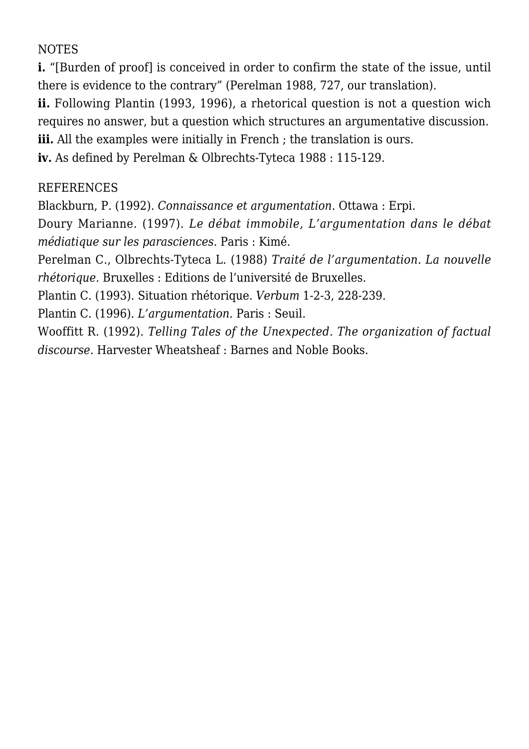NOTES

**i.** "[Burden of proof] is conceived in order to confirm the state of the issue, until there is evidence to the contrary" (Perelman 1988, 727, our translation).

**ii.** Following Plantin (1993, 1996), a rhetorical question is not a question wich requires no answer, but a question which structures an argumentative discussion.

**iii.** All the examples were initially in French ; the translation is ours.

**iv.** As defined by Perelman & Olbrechts-Tyteca 1988 : 115-129.

REFERENCES

Blackburn, P. (1992). *Connaissance et argumentation.* Ottawa : Erpi.

Doury Marianne. (1997). *Le débat immobile, L'argumentation dans le débat médiatique sur les parasciences*. Paris : Kimé.

Perelman C., Olbrechts-Tyteca L. (1988) *Traité de l'argumentation. La nouvelle rhétorique.* Bruxelles : Editions de l'université de Bruxelles.

Plantin C. (1993). Situation rhétorique. *Verbum* 1-2-3, 228-239.

Plantin C. (1996). *L'argumentation.* Paris : Seuil.

Wooffitt R. (1992). *Telling Tales of the Unexpected. The organization of factual discourse.* Harvester Wheatsheaf : Barnes and Noble Books.